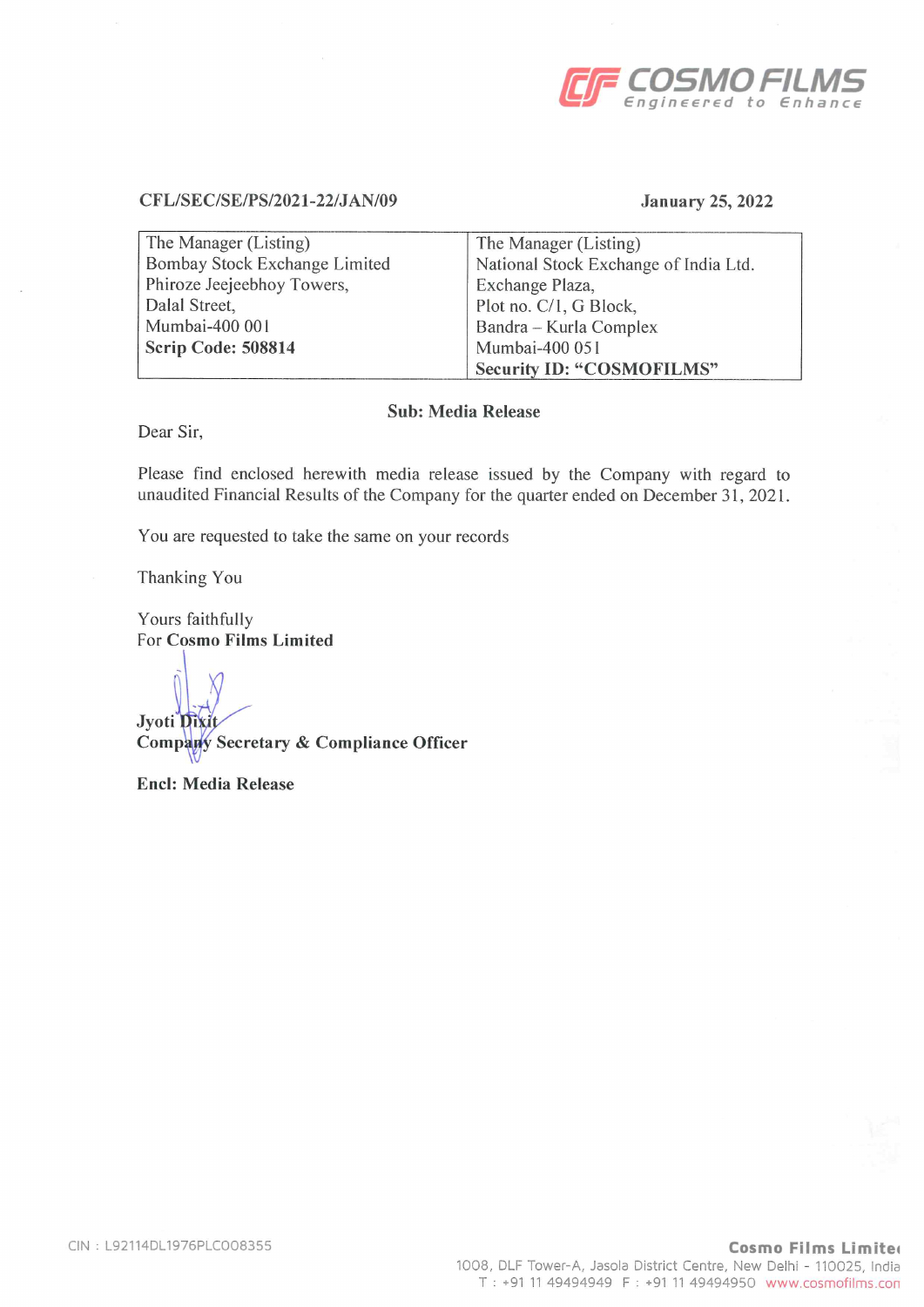COSMO FILMS
Engineered to Enhance

CFL/SEC/SE/PS/2021-22/JAN/09 **January 25, 2022**

| The Manager (Listing)<br>Bombay Stock Exchange Limited<br>Phiroze Jeejeebhoy Towers,<br>Dalal Street,<br>Mumbai-400 001<br>**Scrip Code: 508814** | The Manager (Listing)<br>National Stock Exchange of India Ltd.<br>Exchange Plaza,<br>Plot no. C/1, G Block,<br>Bandra – Kurla Complex<br>Mumbai-400 051<br>**Security ID: "COSMOFILMS"** |
|---|---|

**Sub: Media Release**

Dear Sir,

Please find enclosed herewith media release issued by the Company with regard to unaudited Financial Results of the Company for the quarter ended on December 31, 2021.

You are requested to take the same on your records

Thanking You

Yours faithfully
For **Cosmo Films Limited**

**Jyoti Dixit**
**Company Secretary & Compliance Officer**

**Encl: Media Release**

CIN : L92114DL1976PLC008355

**Cosmo Films Limited**
1008, DLF Tower-A, Jasola District Centre, New Delhi - 110025, India
T : +91 11 49494949 F : +91 11 49494950 www.cosmofilms.com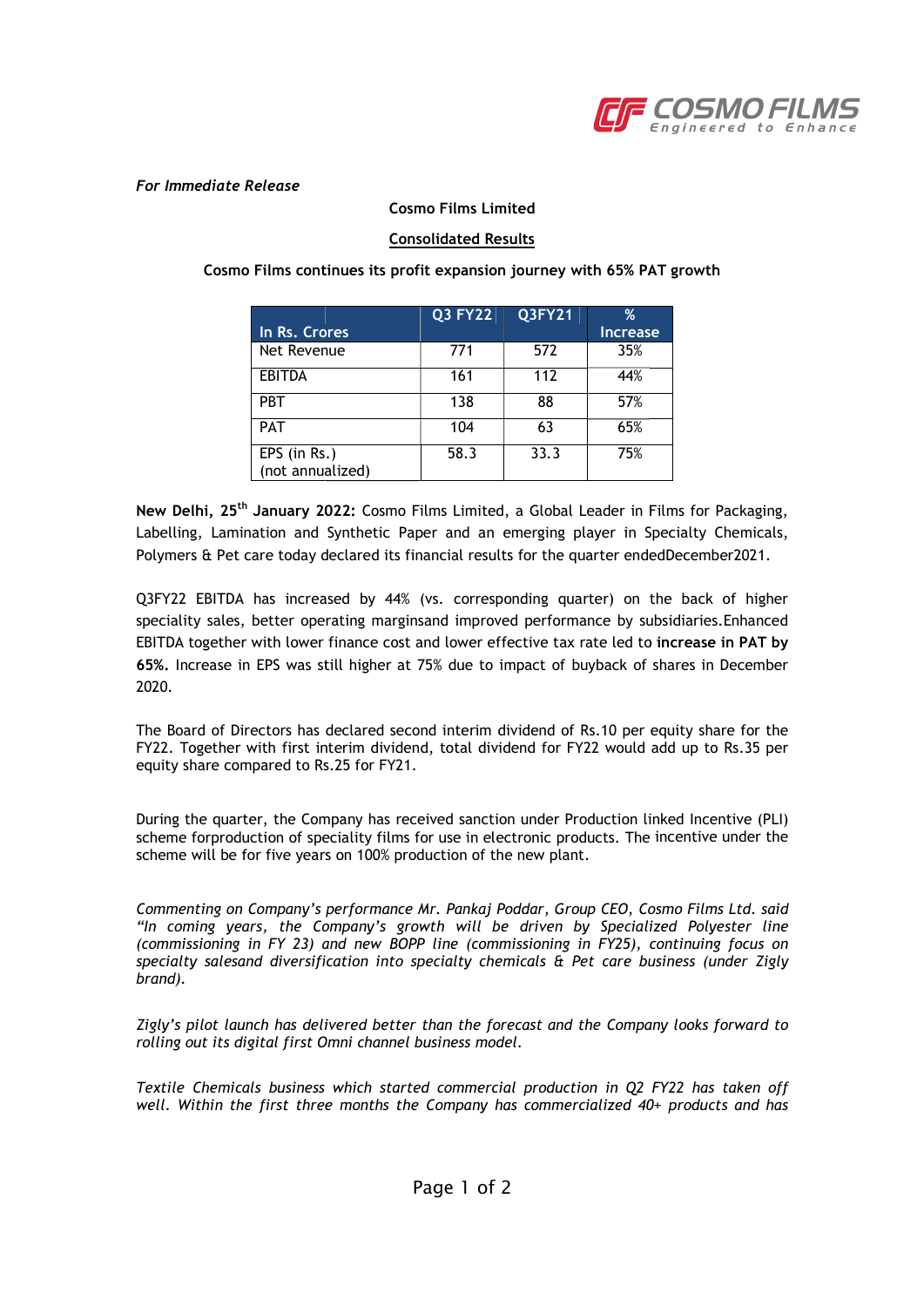*For Immediate Release*

**Cosmo Films Limited**

**Consolidated Results**

**Cosmo Films continues its profit expansion journey with 65% PAT growth**

| In Rs. Crores | Q3 FY22 | Q3FY21 | % Increase |
|---|---|---|---|
| Net Revenue | 771 | 572 | 35% |
| EBITDA | 161 | 112 | 44% |
| PBT | 138 | 88 | 57% |
| PAT | 104 | 63 | 65% |
| EPS (in Rs.) (not annualized) | 58.3 | 33.3 | 75% |

**New Delhi, 25th January 2022:** Cosmo Films Limited, a Global Leader in Films for Packaging, Labelling, Lamination and Synthetic Paper and an emerging player in Specialty Chemicals, Polymers & Pet care today declared its financial results for the quarter endedDecember2021.

Q3FY22 EBITDA has increased by 44% (vs. corresponding quarter) on the back of higher speciality sales, better operating marginsand improved performance by subsidiaries.Enhanced EBITDA together with lower finance cost and lower effective tax rate led to **increase in PAT by 65%.** Increase in EPS was still higher at 75% due to impact of buyback of shares in December 2020.

The Board of Directors has declared second interim dividend of Rs.10 per equity share for the FY22. Together with first interim dividend, total dividend for FY22 would add up to Rs.35 per equity share compared to Rs.25 for FY21.

During the quarter, the Company has received sanction under Production linked Incentive (PLI) scheme forproduction of speciality films for use in electronic products. The incentive under the scheme will be for five years on 100% production of the new plant.

*Commenting on Company's performance Mr. Pankaj Poddar, Group CEO, Cosmo Films Ltd. said "In coming years, the Company's growth will be driven by Specialized Polyester line (commissioning in FY 23) and new BOPP line (commissioning in FY25), continuing focus on specialty salesand diversification into specialty chemicals & Pet care business (under Zigly brand).*

*Zigly's pilot launch has delivered better than the forecast and the Company looks forward to rolling out its digital first Omni channel business model.*

*Textile Chemicals business which started commercial production in Q2 FY22 has taken off well. Within the first three months the Company has commercialized 40+ products and has*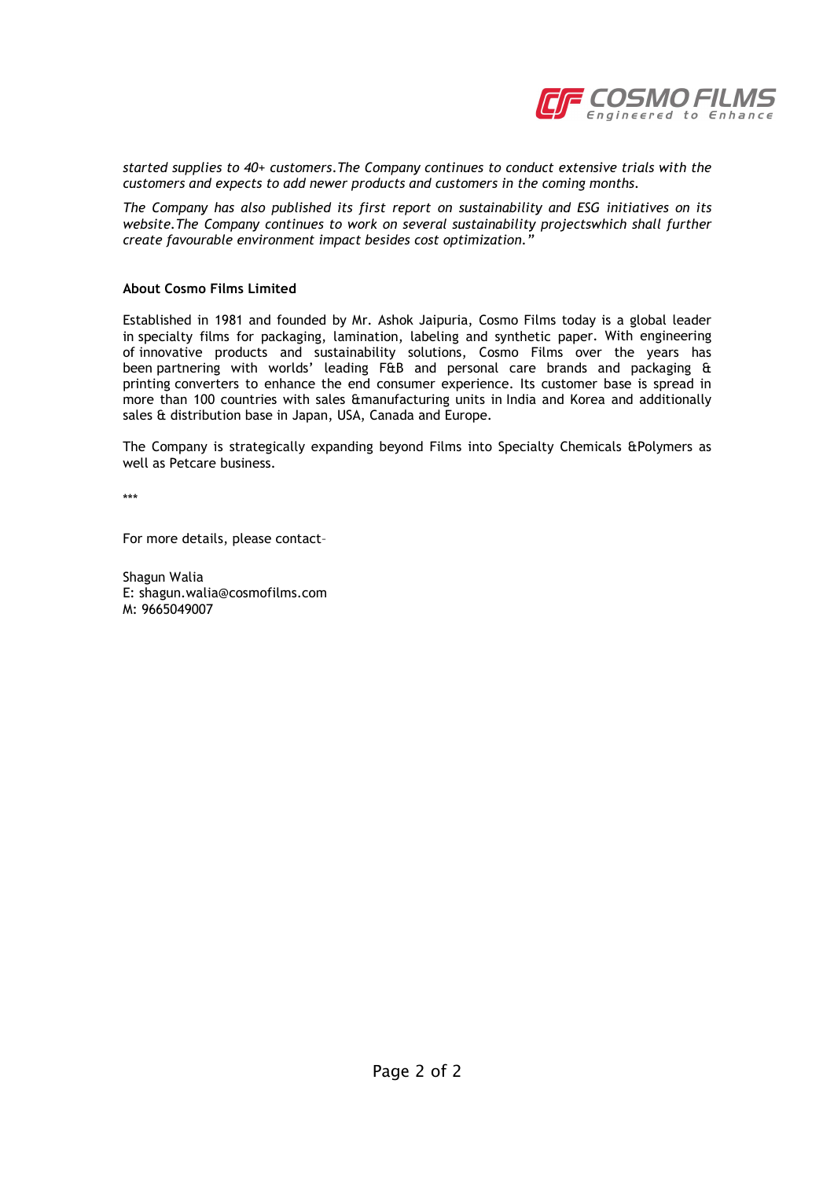*started supplies to 40+ customers.The Company continues to conduct extensive trials with the customers and expects to add newer products and customers in the coming months.*

*The Company has also published its first report on sustainability and ESG initiatives on its website.The Company continues to work on several sustainability projectswhich shall further create favourable environment impact besides cost optimization."*

**About Cosmo Films Limited**

Established in 1981 and founded by Mr. Ashok Jaipuria, Cosmo Films today is a global leader in specialty films for packaging, lamination, labeling and synthetic paper. With engineering of innovative products and sustainability solutions, Cosmo Films over the years has been partnering with worlds' leading F&B and personal care brands and packaging & printing converters to enhance the end consumer experience. Its customer base is spread in more than 100 countries with sales &manufacturing units in India and Korea and additionally sales & distribution base in Japan, USA, Canada and Europe.

The Company is strategically expanding beyond Films into Specialty Chemicals &Polymers as well as Petcare business.

***

For more details, please contact-

Shagun Walia
E: shagun.walia@cosmofilms.com
M: 9665049007